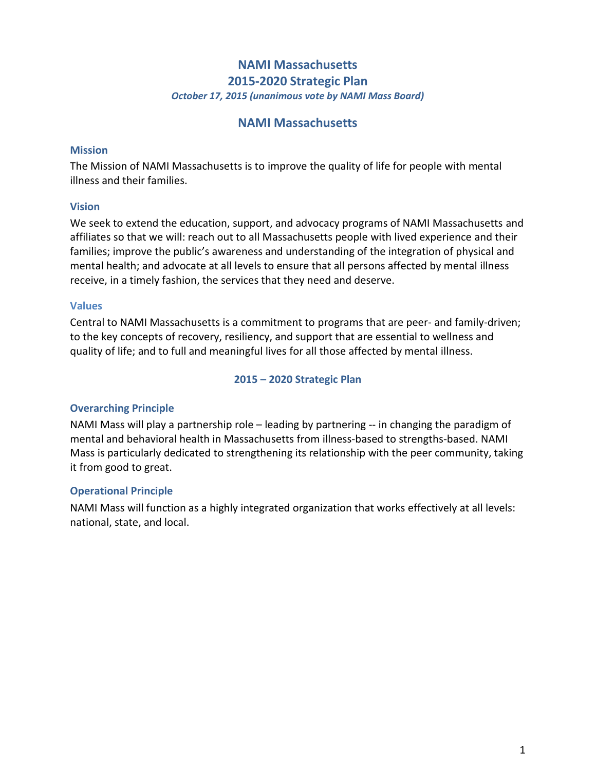# NAMI Massachusetts
# 2015-2020 Strategic Plan

*October 17, 2015 (unanimous vote by NAMI Mass Board)*

## NAMI Massachusetts

### Mission

The Mission of NAMI Massachusetts is to improve the quality of life for people with mental illness and their families.

### Vision

We seek to extend the education, support, and advocacy programs of NAMI Massachusetts and affiliates so that we will: reach out to all Massachusetts people with lived experience and their families; improve the public's awareness and understanding of the integration of physical and mental health; and advocate at all levels to ensure that all persons affected by mental illness receive, in a timely fashion, the services that they need and deserve.

### Values

Central to NAMI Massachusetts is a commitment to programs that are peer- and family-driven; to the key concepts of recovery, resiliency, and support that are essential to wellness and quality of life; and to full and meaningful lives for all those affected by mental illness.

## 2015 – 2020 Strategic Plan

### Overarching Principle

NAMI Mass will play a partnership role – leading by partnering -- in changing the paradigm of mental and behavioral health in Massachusetts from illness-based to strengths-based. NAMI Mass is particularly dedicated to strengthening its relationship with the peer community, taking it from good to great.

### Operational Principle

NAMI Mass will function as a highly integrated organization that works effectively at all levels: national, state, and local.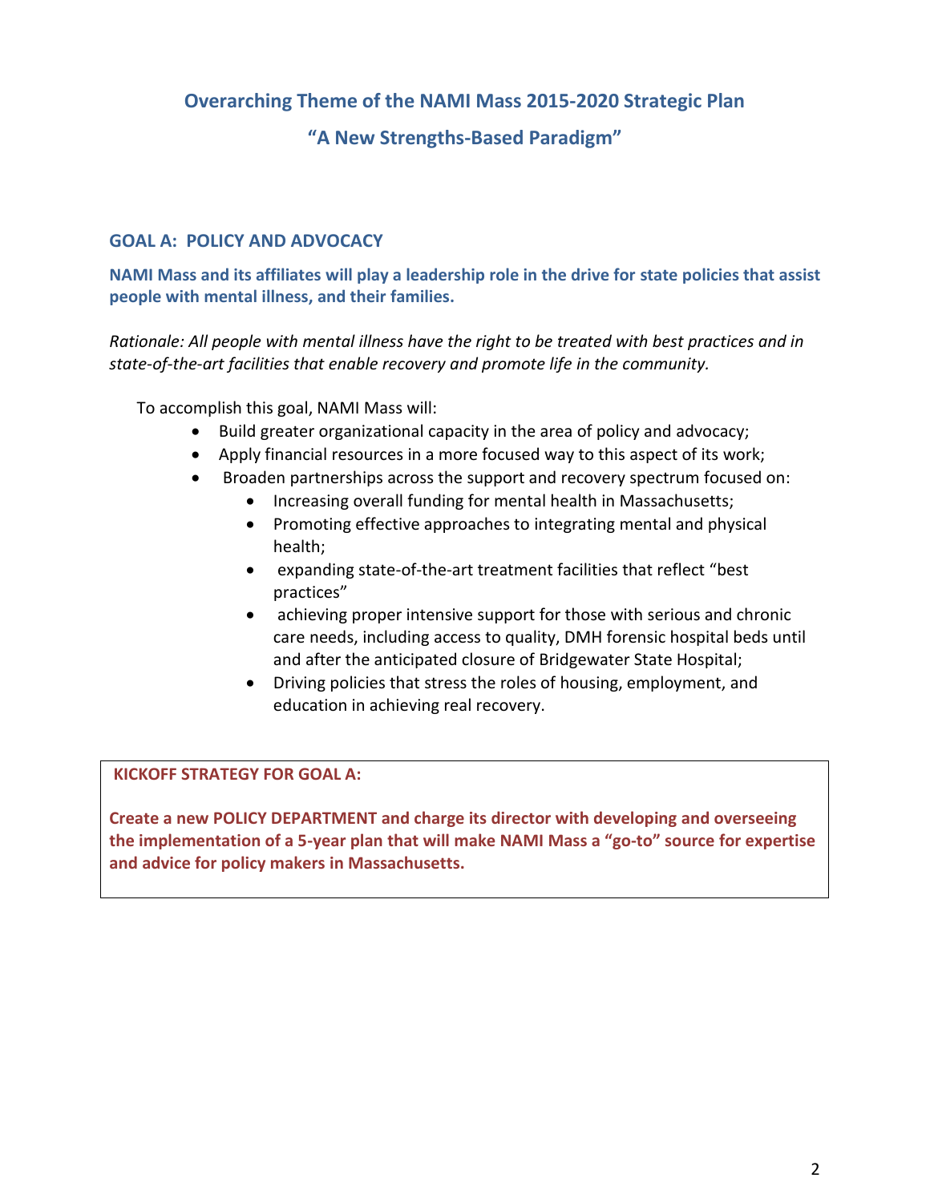## Overarching Theme of the NAMI Mass 2015-2020 Strategic Plan

## "A New Strengths-Based Paradigm"

### GOAL A: POLICY AND ADVOCACY

**NAMI Mass and its affiliates will play a leadership role in the drive for state policies that assist people with mental illness, and their families.**

*Rationale: All people with mental illness have the right to be treated with best practices and in state-of-the-art facilities that enable recovery and promote life in the community.*

To accomplish this goal, NAMI Mass will:

- Build greater organizational capacity in the area of policy and advocacy;
- Apply financial resources in a more focused way to this aspect of its work;
- Broaden partnerships across the support and recovery spectrum focused on:
  - Increasing overall funding for mental health in Massachusetts;
  - Promoting effective approaches to integrating mental and physical health;
  - expanding state-of-the-art treatment facilities that reflect "best practices"
  - achieving proper intensive support for those with serious and chronic care needs, including access to quality, DMH forensic hospital beds until and after the anticipated closure of Bridgewater State Hospital;
  - Driving policies that stress the roles of housing, employment, and education in achieving real recovery.

**KICKOFF STRATEGY FOR GOAL A:**

**Create a new POLICY DEPARTMENT and charge its director with developing and overseeing the implementation of a 5-year plan that will make NAMI Mass a "go-to" source for expertise and advice for policy makers in Massachusetts.**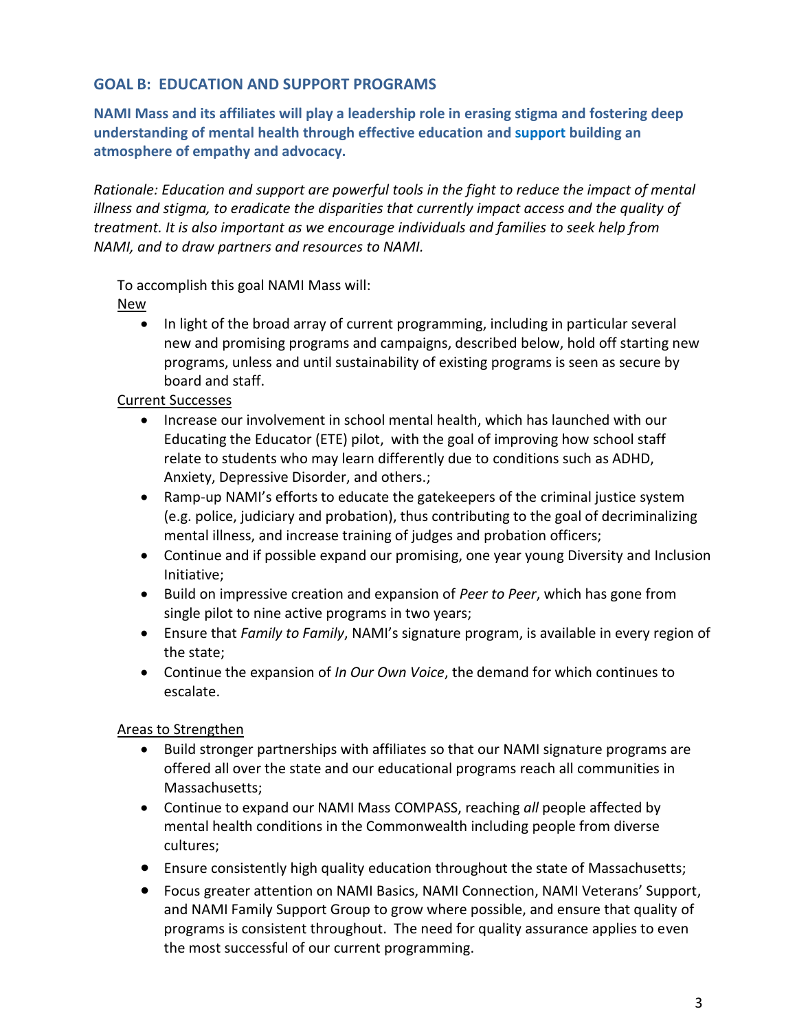## GOAL B: EDUCATION AND SUPPORT PROGRAMS

**NAMI Mass and its affiliates will play a leadership role in erasing stigma and fostering deep understanding of mental health through effective education and support building an atmosphere of empathy and advocacy.**

*Rationale: Education and support are powerful tools in the fight to reduce the impact of mental illness and stigma, to eradicate the disparities that currently impact access and the quality of treatment. It is also important as we encourage individuals and families to seek help from NAMI, and to draw partners and resources to NAMI.*

To accomplish this goal NAMI Mass will:

<u>New</u>

- In light of the broad array of current programming, including in particular several new and promising programs and campaigns, described below, hold off starting new programs, unless and until sustainability of existing programs is seen as secure by board and staff.

<u>Current Successes</u>

- Increase our involvement in school mental health, which has launched with our Educating the Educator (ETE) pilot, with the goal of improving how school staff relate to students who may learn differently due to conditions such as ADHD, Anxiety, Depressive Disorder, and others.;
- Ramp-up NAMI's efforts to educate the gatekeepers of the criminal justice system (e.g. police, judiciary and probation), thus contributing to the goal of decriminalizing mental illness, and increase training of judges and probation officers;
- Continue and if possible expand our promising, one year young Diversity and Inclusion Initiative;
- Build on impressive creation and expansion of *Peer to Peer*, which has gone from single pilot to nine active programs in two years;
- Ensure that *Family to Family*, NAMI's signature program, is available in every region of the state;
- Continue the expansion of *In Our Own Voice*, the demand for which continues to escalate.

<u>Areas to Strengthen</u>

- Build stronger partnerships with affiliates so that our NAMI signature programs are offered all over the state and our educational programs reach all communities in Massachusetts;
- Continue to expand our NAMI Mass COMPASS, reaching *all* people affected by mental health conditions in the Commonwealth including people from diverse cultures;
- Ensure consistently high quality education throughout the state of Massachusetts;
- Focus greater attention on NAMI Basics, NAMI Connection, NAMI Veterans' Support, and NAMI Family Support Group to grow where possible, and ensure that quality of programs is consistent throughout. The need for quality assurance applies to even the most successful of our current programming.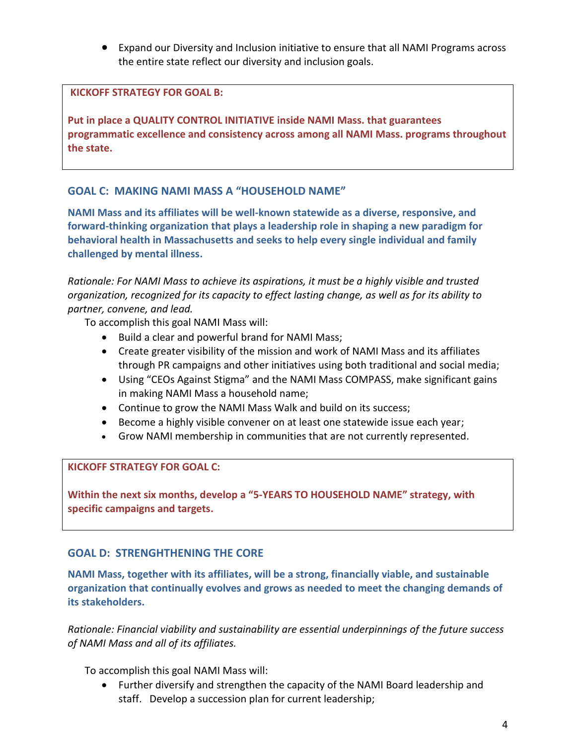- Expand our Diversity and Inclusion initiative to ensure that all NAMI Programs across the entire state reflect our diversity and inclusion goals.

> **KICKOFF STRATEGY FOR GOAL B:**
>
> **Put in place a QUALITY CONTROL INITIATIVE inside NAMI Mass. that guarantees programmatic excellence and consistency across among all NAMI Mass. programs throughout the state.**

### GOAL C: MAKING NAMI MASS A "HOUSEHOLD NAME"

**NAMI Mass and its affiliates will be well-known statewide as a diverse, responsive, and forward-thinking organization that plays a leadership role in shaping a new paradigm for behavioral health in Massachusetts and seeks to help every single individual and family challenged by mental illness.**

*Rationale: For NAMI Mass to achieve its aspirations, it must be a highly visible and trusted organization, recognized for its capacity to effect lasting change, as well as for its ability to partner, convene, and lead.*

To accomplish this goal NAMI Mass will:

- Build a clear and powerful brand for NAMI Mass;
- Create greater visibility of the mission and work of NAMI Mass and its affiliates through PR campaigns and other initiatives using both traditional and social media;
- Using "CEOs Against Stigma" and the NAMI Mass COMPASS, make significant gains in making NAMI Mass a household name;
- Continue to grow the NAMI Mass Walk and build on its success;
- Become a highly visible convener on at least one statewide issue each year;
- Grow NAMI membership in communities that are not currently represented.

> **KICKOFF STRATEGY FOR GOAL C:**
>
> **Within the next six months, develop a "5-YEARS TO HOUSEHOLD NAME" strategy, with specific campaigns and targets.**

### GOAL D: STRENGHTHENING THE CORE

**NAMI Mass, together with its affiliates, will be a strong, financially viable, and sustainable organization that continually evolves and grows as needed to meet the changing demands of its stakeholders.**

*Rationale: Financial viability and sustainability are essential underpinnings of the future success of NAMI Mass and all of its affiliates.*

To accomplish this goal NAMI Mass will:

- Further diversify and strengthen the capacity of the NAMI Board leadership and staff. Develop a succession plan for current leadership;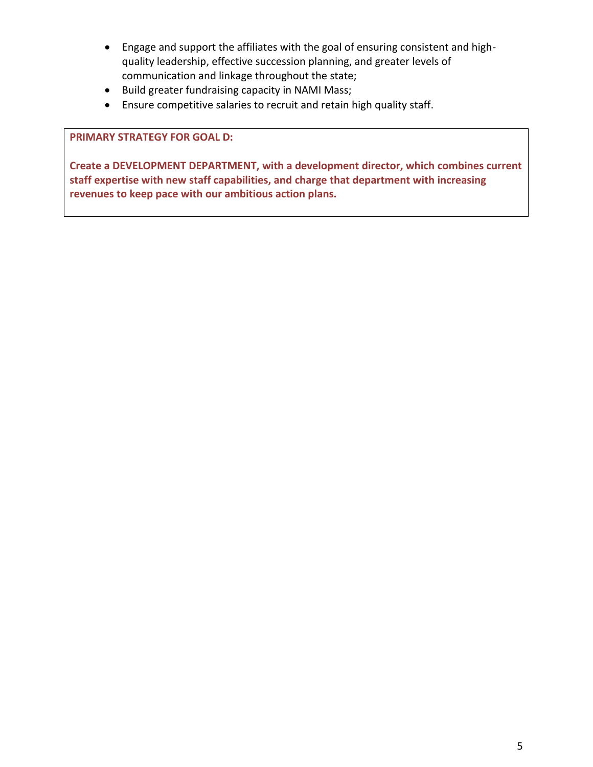- Engage and support the affiliates with the goal of ensuring consistent and high-quality leadership, effective succession planning, and greater levels of communication and linkage throughout the state;
- Build greater fundraising capacity in NAMI Mass;
- Ensure competitive salaries to recruit and retain high quality staff.

**PRIMARY STRATEGY FOR GOAL D:**

**Create a DEVELOPMENT DEPARTMENT, with a development director, which combines current staff expertise with new staff capabilities, and charge that department with increasing revenues to keep pace with our ambitious action plans.**